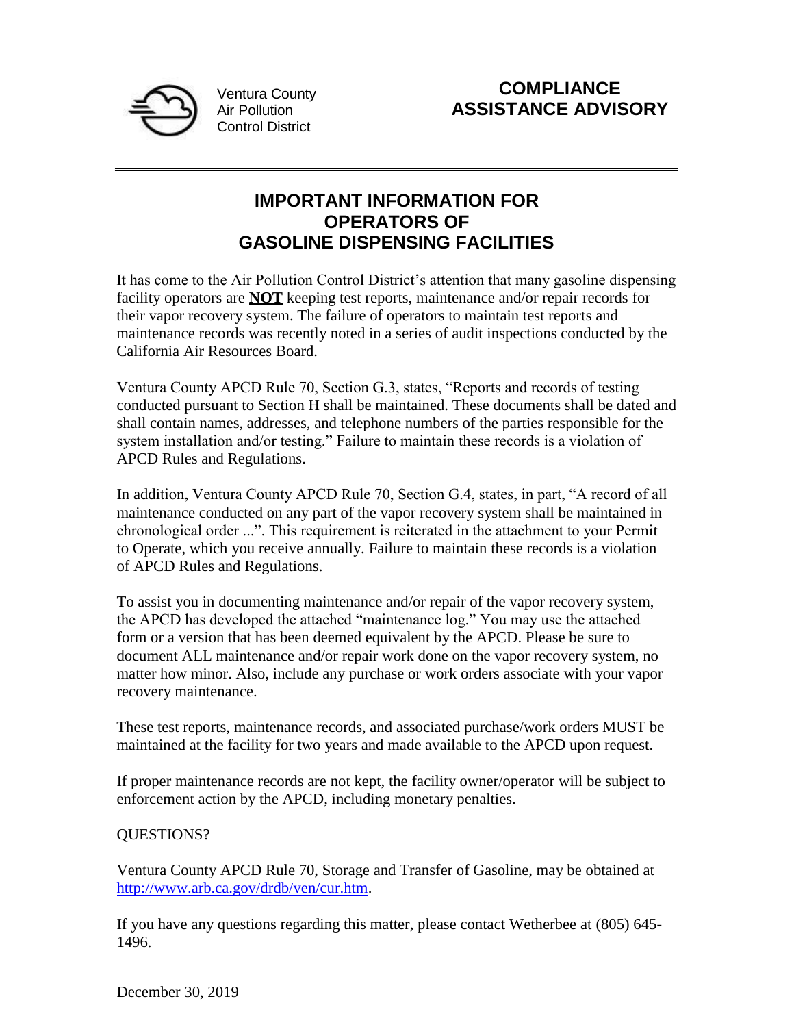Ventura County
Air Pollution
Control District

**COMPLIANCE ASSISTANCE ADVISORY**

---

# IMPORTANT INFORMATION FOR OPERATORS OF GASOLINE DISPENSING FACILITIES

It has come to the Air Pollution Control District's attention that many gasoline dispensing facility operators are **NOT** keeping test reports, maintenance and/or repair records for their vapor recovery system. The failure of operators to maintain test reports and maintenance records was recently noted in a series of audit inspections conducted by the California Air Resources Board.

Ventura County APCD Rule 70, Section G.3, states, "Reports and records of testing conducted pursuant to Section H shall be maintained. These documents shall be dated and shall contain names, addresses, and telephone numbers of the parties responsible for the system installation and/or testing." Failure to maintain these records is a violation of APCD Rules and Regulations.

In addition, Ventura County APCD Rule 70, Section G.4, states, in part, "A record of all maintenance conducted on any part of the vapor recovery system shall be maintained in chronological order ...". This requirement is reiterated in the attachment to your Permit to Operate, which you receive annually. Failure to maintain these records is a violation of APCD Rules and Regulations.

To assist you in documenting maintenance and/or repair of the vapor recovery system, the APCD has developed the attached "maintenance log." You may use the attached form or a version that has been deemed equivalent by the APCD. Please be sure to document ALL maintenance and/or repair work done on the vapor recovery system, no matter how minor. Also, include any purchase or work orders associate with your vapor recovery maintenance.

These test reports, maintenance records, and associated purchase/work orders MUST be maintained at the facility for two years and made available to the APCD upon request.

If proper maintenance records are not kept, the facility owner/operator will be subject to enforcement action by the APCD, including monetary penalties.

QUESTIONS?

Ventura County APCD Rule 70, Storage and Transfer of Gasoline, may be obtained at http://www.arb.ca.gov/drdb/ven/cur.htm.

If you have any questions regarding this matter, please contact Wetherbee at (805) 645-1496.

December 30, 2019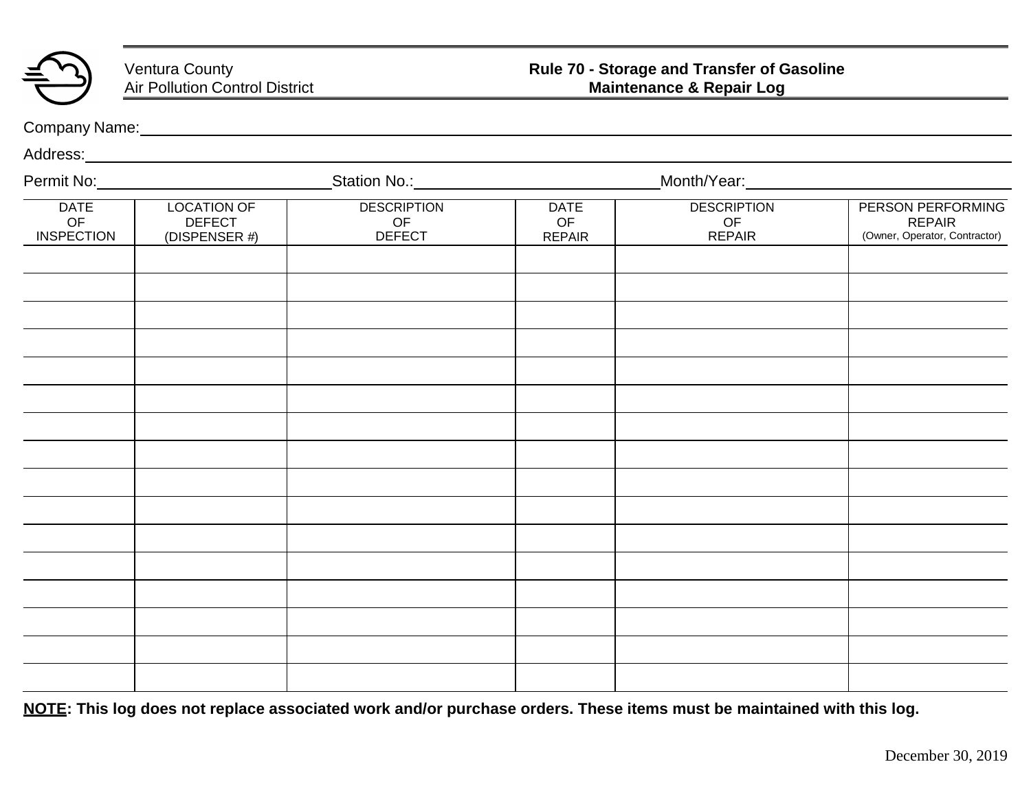Ventura County
Air Pollution Control District

**Rule 70 - Storage and Transfer of Gasoline**
**Maintenance & Repair Log**

Company Name: ______________________________

Address: ______________________________

Permit No: ______________ Station No.: ______________ Month/Year: ______________

| DATE OF INSPECTION | LOCATION OF DEFECT (DISPENSER #) | DESCRIPTION OF DEFECT | DATE OF REPAIR | DESCRIPTION OF REPAIR | PERSON PERFORMING REPAIR (Owner, Operator, Contractor) |
|---|---|---|---|---|---|
| | | | | | |
| | | | | | |
| | | | | | |
| | | | | | |
| | | | | | |
| | | | | | |
| | | | | | |
| | | | | | |
| | | | | | |
| | | | | | |
| | | | | | |
| | | | | | |
| | | | | | |
| | | | | | |
| | | | | | |
| | | | | | |

**<u>NOTE</u>: This log does not replace associated work and/or purchase orders. These items must be maintained with this log.**

December 30, 2019